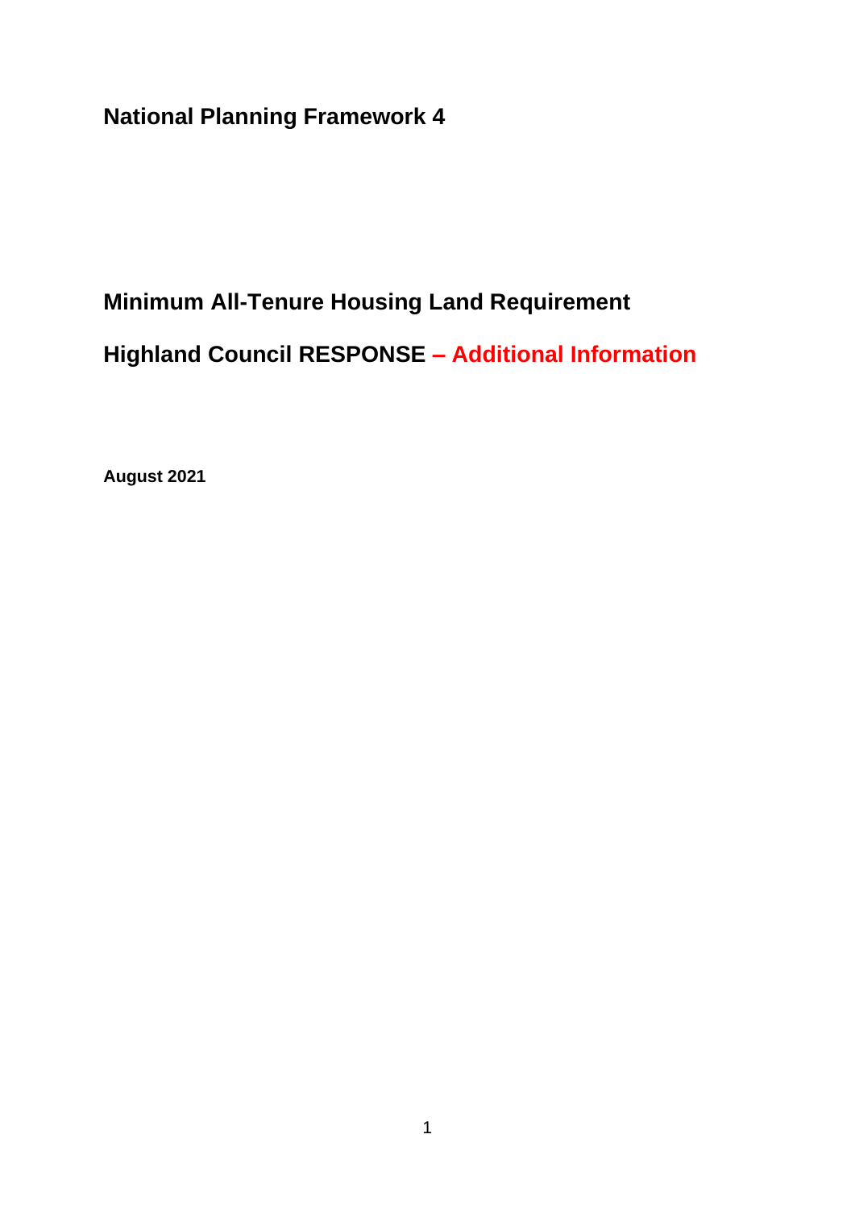# National Planning Framework 4

## Minimum All-Tenure Housing Land Requirement

## Highland Council RESPONSE – Additional Information

**August 2021**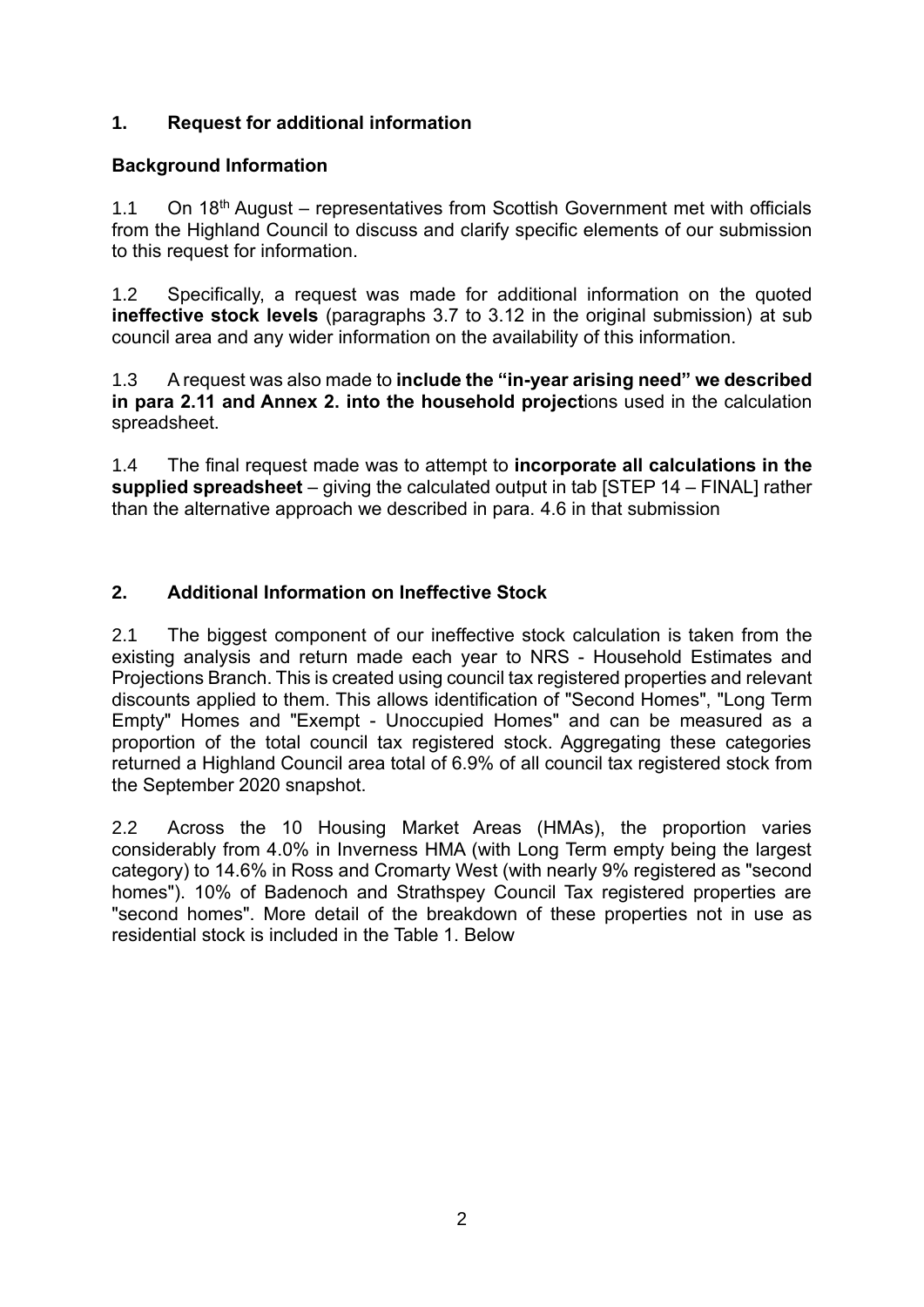## 1. Request for additional information

### Background Information

1.1 On 18th August – representatives from Scottish Government met with officials from the Highland Council to discuss and clarify specific elements of our submission to this request for information.

1.2 Specifically, a request was made for additional information on the quoted **ineffective stock levels** (paragraphs 3.7 to 3.12 in the original submission) at sub council area and any wider information on the availability of this information.

1.3 A request was also made to **include the "in-year arising need" we described in para 2.11 and Annex 2. into the household project**ions used in the calculation spreadsheet.

1.4 The final request made was to attempt to **incorporate all calculations in the supplied spreadsheet** – giving the calculated output in tab [STEP 14 – FINAL] rather than the alternative approach we described in para. 4.6 in that submission

## 2. Additional Information on Ineffective Stock

2.1 The biggest component of our ineffective stock calculation is taken from the existing analysis and return made each year to NRS - Household Estimates and Projections Branch. This is created using council tax registered properties and relevant discounts applied to them. This allows identification of "Second Homes", "Long Term Empty" Homes and "Exempt - Unoccupied Homes" and can be measured as a proportion of the total council tax registered stock. Aggregating these categories returned a Highland Council area total of 6.9% of all council tax registered stock from the September 2020 snapshot.

2.2 Across the 10 Housing Market Areas (HMAs), the proportion varies considerably from 4.0% in Inverness HMA (with Long Term empty being the largest category) to 14.6% in Ross and Cromarty West (with nearly 9% registered as "second homes"). 10% of Badenoch and Strathspey Council Tax registered properties are "second homes". More detail of the breakdown of these properties not in use as residential stock is included in the Table 1. Below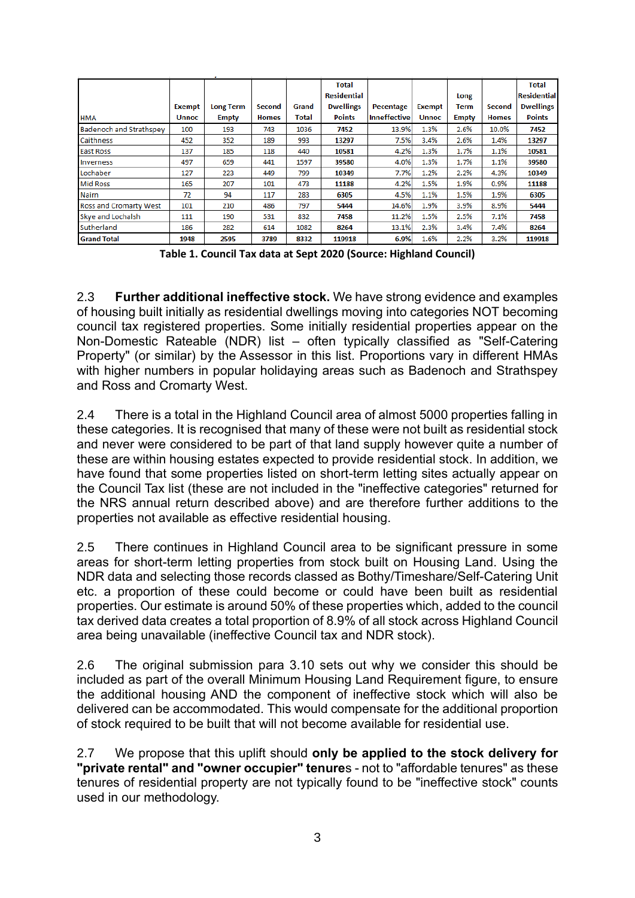| HMA | Exempt Unnoc | Long Term Empty | Second Homes | Grand Total | Total Residential Dwellings Points | Pecentage Innefective | Exempt Unnoc | Long Term Empty | Second Homes | Total Residential Dwellings Points |
|---|---|---|---|---|---|---|---|---|---|---|
| Badenoch and Strathspey | 100 | 193 | 743 | 1036 | 7452 | 13.9% | 1.3% | 2.6% | 10.0% | 7452 |
| Caithness | 452 | 352 | 189 | 993 | 13297 | 7.5% | 3.4% | 2.6% | 1.4% | 13297 |
| East Ross | 137 | 185 | 118 | 440 | 10581 | 4.2% | 1.3% | 1.7% | 1.1% | 10581 |
| Inverness | 497 | 659 | 441 | 1597 | 39580 | 4.0% | 1.3% | 1.7% | 1.1% | 39580 |
| Lochaber | 127 | 223 | 449 | 799 | 10349 | 7.7% | 1.2% | 2.2% | 4.3% | 10349 |
| Mid Ross | 165 | 207 | 101 | 473 | 11188 | 4.2% | 1.5% | 1.9% | 0.9% | 11188 |
| Nairn | 72 | 94 | 117 | 283 | 6305 | 4.5% | 1.1% | 1.5% | 1.9% | 6305 |
| Ross and Cromarty West | 101 | 210 | 486 | 797 | 5444 | 14.6% | 1.9% | 3.9% | 8.9% | 5444 |
| Skye and Lochalsh | 111 | 190 | 531 | 832 | 7458 | 11.2% | 1.5% | 2.5% | 7.1% | 7458 |
| Sutherland | 186 | 282 | 614 | 1082 | 8264 | 13.1% | 2.3% | 3.4% | 7.4% | 8264 |
| **Grand Total** | **1948** | **2595** | **3789** | **8332** | **119918** | **6.9%** | **1.6%** | **2.2%** | **3.2%** | **119918** |

**Table 1. Council Tax data at Sept 2020 (Source: Highland Council)**

2.3 **Further additional ineffective stock.** We have strong evidence and examples of housing built initially as residential dwellings moving into categories NOT becoming council tax registered properties. Some initially residential properties appear on the Non-Domestic Rateable (NDR) list – often typically classified as "Self-Catering Property" (or similar) by the Assessor in this list. Proportions vary in different HMAs with higher numbers in popular holidaying areas such as Badenoch and Strathspey and Ross and Cromarty West.

2.4 There is a total in the Highland Council area of almost 5000 properties falling in these categories. It is recognised that many of these were not built as residential stock and never were considered to be part of that land supply however quite a number of these are within housing estates expected to provide residential stock. In addition, we have found that some properties listed on short-term letting sites actually appear on the Council Tax list (these are not included in the "ineffective categories" returned for the NRS annual return described above) and are therefore further additions to the properties not available as effective residential housing.

2.5 There continues in Highland Council area to be significant pressure in some areas for short-term letting properties from stock built on Housing Land. Using the NDR data and selecting those records classed as Bothy/Timeshare/Self-Catering Unit etc. a proportion of these could become or could have been built as residential properties. Our estimate is around 50% of these properties which, added to the council tax derived data creates a total proportion of 8.9% of all stock across Highland Council area being unavailable (ineffective Council tax and NDR stock).

2.6 The original submission para 3.10 sets out why we consider this should be included as part of the overall Minimum Housing Land Requirement figure, to ensure the additional housing AND the component of ineffective stock which will also be delivered can be accommodated. This would compensate for the additional proportion of stock required to be built that will not become available for residential use.

2.7 We propose that this uplift should **only be applied to the stock delivery for "private rental" and "owner occupier" tenure**s - not to "affordable tenures" as these tenures of residential property are not typically found to be "ineffective stock" counts used in our methodology.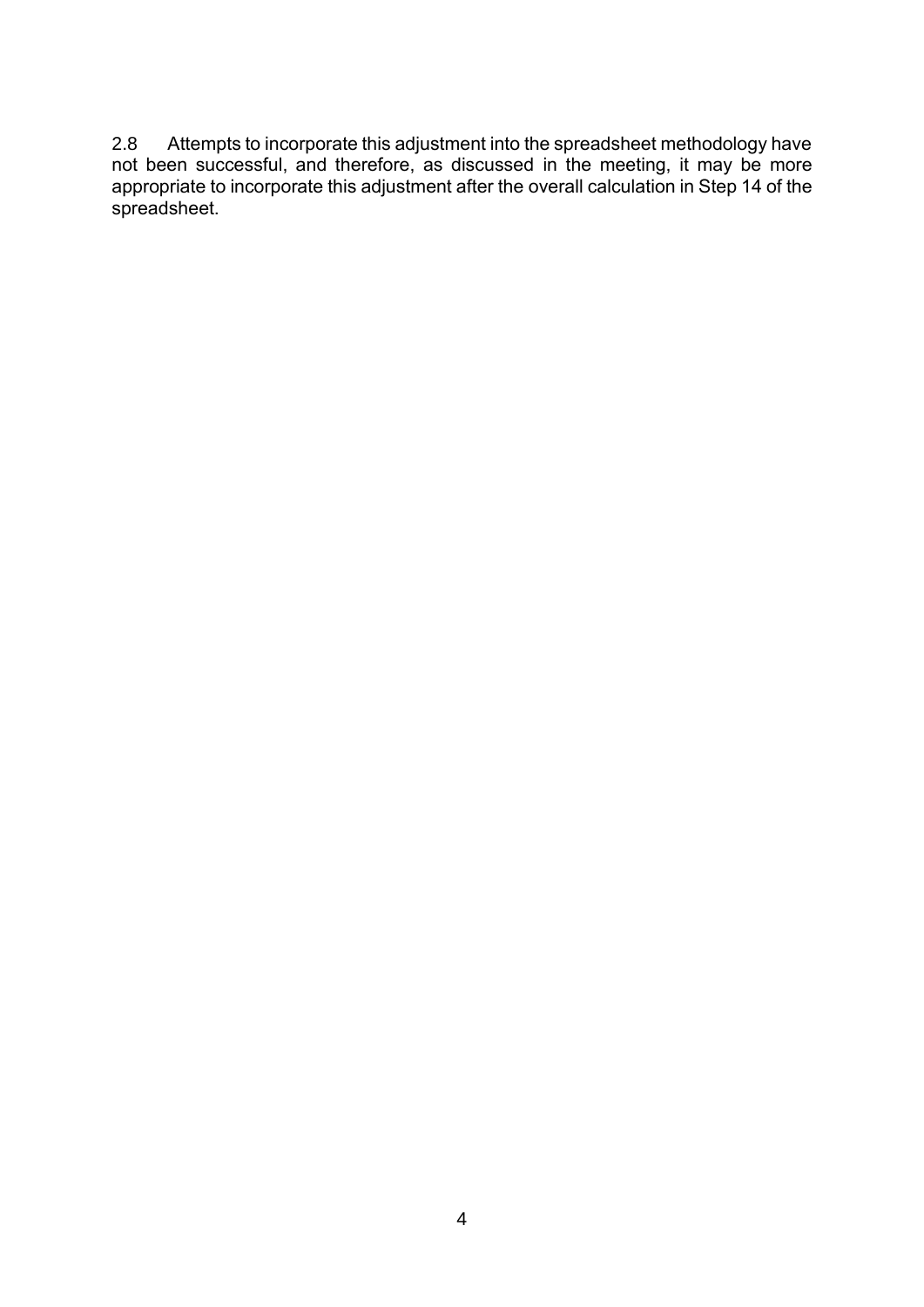2.8 Attempts to incorporate this adjustment into the spreadsheet methodology have not been successful, and therefore, as discussed in the meeting, it may be more appropriate to incorporate this adjustment after the overall calculation in Step 14 of the spreadsheet.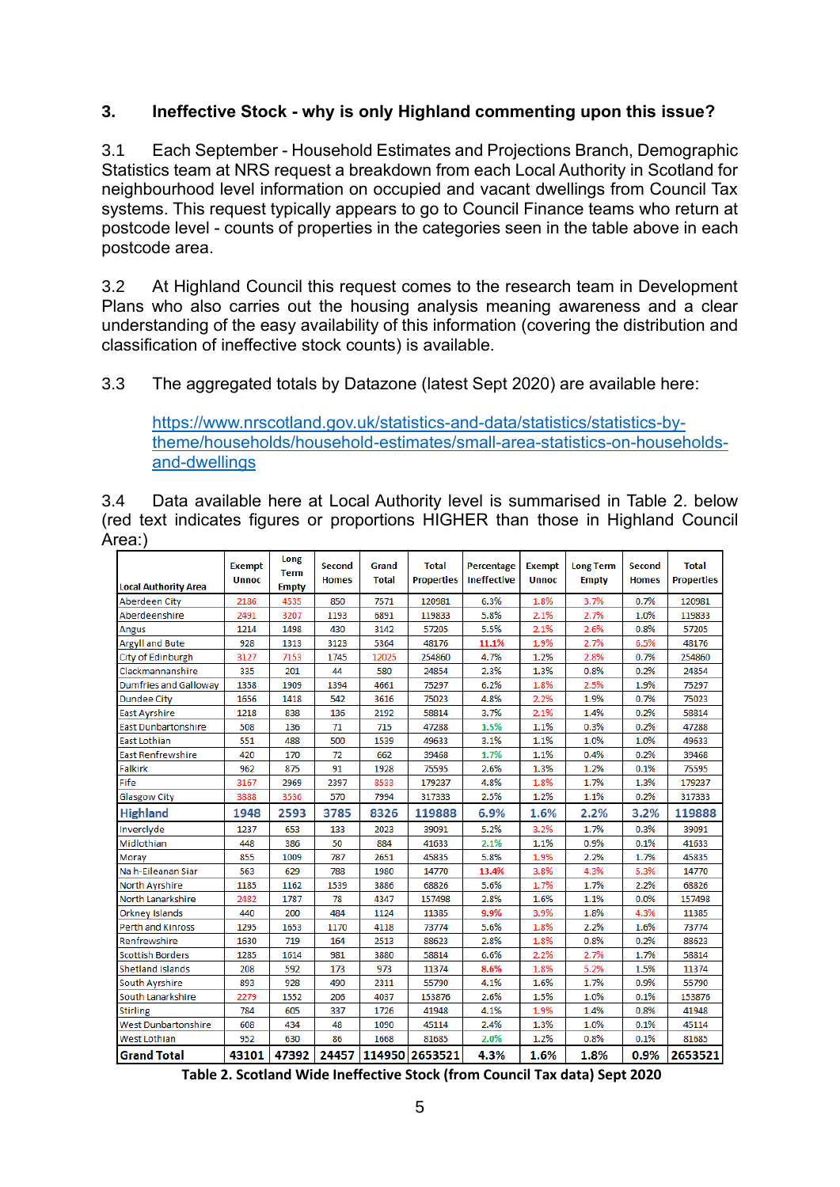## 3. Ineffective Stock - why is only Highland commenting upon this issue?

3.1 Each September - Household Estimates and Projections Branch, Demographic Statistics team at NRS request a breakdown from each Local Authority in Scotland for neighbourhood level information on occupied and vacant dwellings from Council Tax systems. This request typically appears to go to Council Finance teams who return at postcode level - counts of properties in the categories seen in the table above in each postcode area.

3.2 At Highland Council this request comes to the research team in Development Plans who also carries out the housing analysis meaning awareness and a clear understanding of the easy availability of this information (covering the distribution and classification of ineffective stock counts) is available.

3.3 The aggregated totals by Datazone (latest Sept 2020) are available here:

https://www.nrscotland.gov.uk/statistics-and-data/statistics/statistics-by-theme/households/household-estimates/small-area-statistics-on-households-and-dwellings

3.4 Data available here at Local Authority level is summarised in Table 2. below (red text indicates figures or proportions HIGHER than those in Highland Council Area:)

| Local Authority Area | Exempt Unnoc | Long Term Empty | Second Homes | Grand Total | Total Properties | Percentage Ineffective | Exempt Unnoc | Long Term Empty | Second Homes | Total Properties |
|---|---|---|---|---|---|---|---|---|---|---|
| Aberdeen City | 2186 | 4535 | 850 | 7571 | 120981 | 6.3% | 1.8% | 3.7% | 0.7% | 120981 |
| Aberdeenshire | 2491 | 3207 | 1193 | 6891 | 119833 | 5.8% | 2.1% | 2.7% | 1.0% | 119833 |
| Angus | 1214 | 1498 | 430 | 3142 | 57205 | 5.5% | 2.1% | 2.6% | 0.8% | 57205 |
| Argyll and Bute | 928 | 1313 | 3123 | 5364 | 48176 | 11.1% | 1.9% | 2.7% | 6.5% | 48176 |
| City of Edinburgh | 3127 | 7153 | 1745 | 12025 | 254860 | 4.7% | 1.2% | 2.8% | 0.7% | 254860 |
| Clackmannanshire | 335 | 201 | 44 | 580 | 24854 | 2.3% | 1.3% | 0.8% | 0.2% | 24854 |
| Dumfries and Galloway | 1358 | 1909 | 1394 | 4661 | 75297 | 6.2% | 1.8% | 2.5% | 1.9% | 75297 |
| Dundee City | 1656 | 1418 | 542 | 3616 | 75023 | 4.8% | 2.2% | 1.9% | 0.7% | 75023 |
| East Ayrshire | 1218 | 838 | 136 | 2192 | 58814 | 3.7% | 2.1% | 1.4% | 0.2% | 58814 |
| East Dunbartonshire | 508 | 136 | 71 | 715 | 47288 | 1.5% | 1.1% | 0.3% | 0.2% | 47288 |
| East Lothian | 551 | 488 | 500 | 1539 | 49633 | 3.1% | 1.1% | 1.0% | 1.0% | 49633 |
| East Renfrewshire | 420 | 170 | 72 | 662 | 39468 | 1.7% | 1.1% | 0.4% | 0.2% | 39468 |
| Falkirk | 962 | 875 | 91 | 1928 | 75595 | 2.6% | 1.3% | 1.2% | 0.1% | 75595 |
| Fife | 3167 | 2969 | 2397 | 8533 | 179237 | 4.8% | 1.8% | 1.7% | 1.3% | 179237 |
| Glasgow City | 3888 | 3536 | 570 | 7994 | 317333 | 2.5% | 1.2% | 1.1% | 0.2% | 317333 |
| **Highland** | **1948** | **2593** | **3785** | **8326** | **119888** | **6.9%** | **1.6%** | **2.2%** | **3.2%** | **119888** |
| Inverclyde | 1237 | 653 | 133 | 2023 | 39091 | 5.2% | 3.2% | 1.7% | 0.3% | 39091 |
| Midlothian | 448 | 386 | 50 | 884 | 41633 | 2.1% | 1.1% | 0.9% | 0.1% | 41633 |
| Moray | 855 | 1009 | 787 | 2651 | 45835 | 5.8% | 1.9% | 2.2% | 1.7% | 45835 |
| Na h-Eileanan Siar | 563 | 629 | 788 | 1980 | 14770 | 13.4% | 3.8% | 4.3% | 5.3% | 14770 |
| North Ayrshire | 1185 | 1162 | 1539 | 3886 | 68826 | 5.6% | 1.7% | 1.7% | 2.2% | 68826 |
| North Lanarkshire | 2482 | 1787 | 78 | 4347 | 157498 | 2.8% | 1.6% | 1.1% | 0.0% | 157498 |
| Orkney Islands | 440 | 200 | 484 | 1124 | 11385 | 9.9% | 3.9% | 1.8% | 4.3% | 11385 |
| Perth and Kinross | 1295 | 1653 | 1170 | 4118 | 73774 | 5.6% | 1.8% | 2.2% | 1.6% | 73774 |
| Renfrewshire | 1630 | 719 | 164 | 2513 | 88623 | 2.8% | 1.8% | 0.8% | 0.2% | 88623 |
| Scottish Borders | 1285 | 1614 | 981 | 3880 | 58814 | 6.6% | 2.2% | 2.7% | 1.7% | 58814 |
| Shetland Islands | 208 | 592 | 173 | 973 | 11374 | 8.6% | 1.8% | 5.2% | 1.5% | 11374 |
| South Ayrshire | 893 | 928 | 490 | 2311 | 55790 | 4.1% | 1.6% | 1.7% | 0.9% | 55790 |
| South Lanarkshire | 2279 | 1552 | 206 | 4037 | 153876 | 2.6% | 1.5% | 1.0% | 0.1% | 153876 |
| Stirling | 784 | 605 | 337 | 1726 | 41948 | 4.1% | 1.9% | 1.4% | 0.8% | 41948 |
| West Dunbartonshire | 608 | 434 | 48 | 1090 | 45114 | 2.4% | 1.3% | 1.0% | 0.1% | 45114 |
| West Lothian | 952 | 630 | 86 | 1668 | 81685 | 2.0% | 1.2% | 0.8% | 0.1% | 81685 |
| **Grand Total** | **43101** | **47392** | **24457** | **114950** | **2653521** | **4.3%** | **1.6%** | **1.8%** | **0.9%** | **2653521** |

**Table 2. Scotland Wide Ineffective Stock (from Council Tax data) Sept 2020**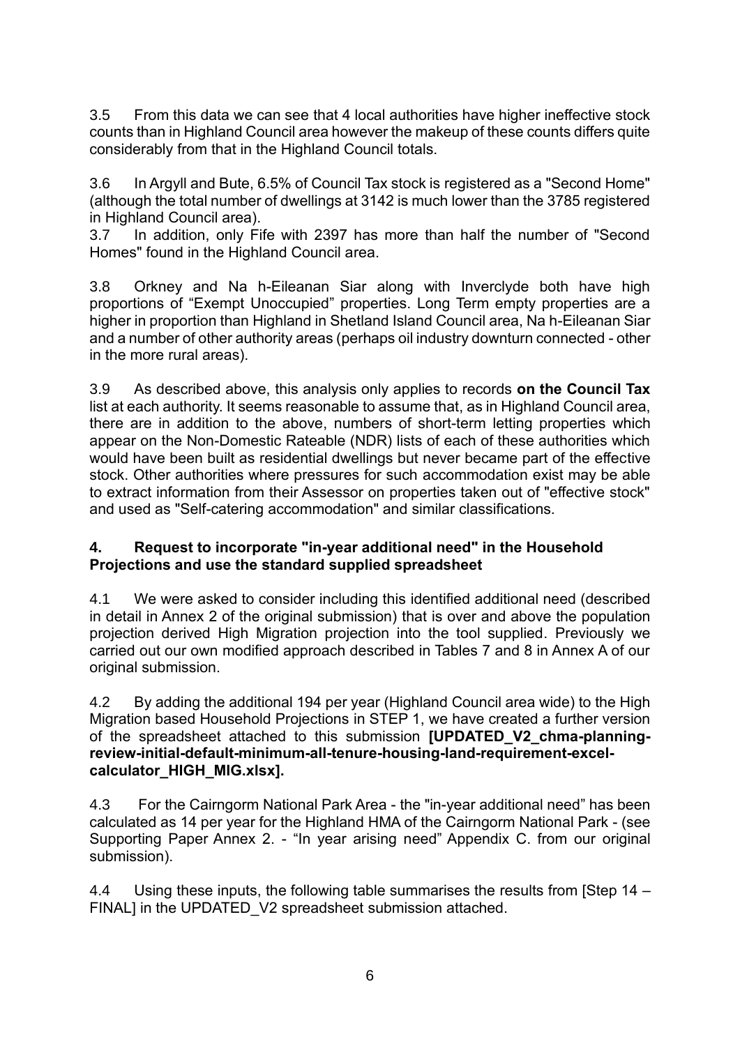3.5 From this data we can see that 4 local authorities have higher ineffective stock counts than in Highland Council area however the makeup of these counts differs quite considerably from that in the Highland Council totals.

3.6 In Argyll and Bute, 6.5% of Council Tax stock is registered as a "Second Home" (although the total number of dwellings at 3142 is much lower than the 3785 registered in Highland Council area).

3.7 In addition, only Fife with 2397 has more than half the number of "Second Homes" found in the Highland Council area.

3.8 Orkney and Na h-Eileanan Siar along with Inverclyde both have high proportions of "Exempt Unoccupied" properties. Long Term empty properties are a higher in proportion than Highland in Shetland Island Council area, Na h-Eileanan Siar and a number of other authority areas (perhaps oil industry downturn connected - other in the more rural areas).

3.9 As described above, this analysis only applies to records **on the Council Tax** list at each authority. It seems reasonable to assume that, as in Highland Council area, there are in addition to the above, numbers of short-term letting properties which appear on the Non-Domestic Rateable (NDR) lists of each of these authorities which would have been built as residential dwellings but never became part of the effective stock. Other authorities where pressures for such accommodation exist may be able to extract information from their Assessor on properties taken out of "effective stock" and used as "Self-catering accommodation" and similar classifications.

## 4. Request to incorporate "in-year additional need" in the Household Projections and use the standard supplied spreadsheet

4.1 We were asked to consider including this identified additional need (described in detail in Annex 2 of the original submission) that is over and above the population projection derived High Migration projection into the tool supplied. Previously we carried out our own modified approach described in Tables 7 and 8 in Annex A of our original submission.

4.2 By adding the additional 194 per year (Highland Council area wide) to the High Migration based Household Projections in STEP 1, we have created a further version of the spreadsheet attached to this submission **[UPDATED_V2_chma-planning-review-initial-default-minimum-all-tenure-housing-land-requirement-excel-calculator_HIGH_MIG.xlsx].**

4.3 For the Cairngorm National Park Area - the "in-year additional need" has been calculated as 14 per year for the Highland HMA of the Cairngorm National Park - (see Supporting Paper Annex 2. - "In year arising need" Appendix C. from our original submission).

4.4 Using these inputs, the following table summarises the results from [Step 14 – FINAL] in the UPDATED_V2 spreadsheet submission attached.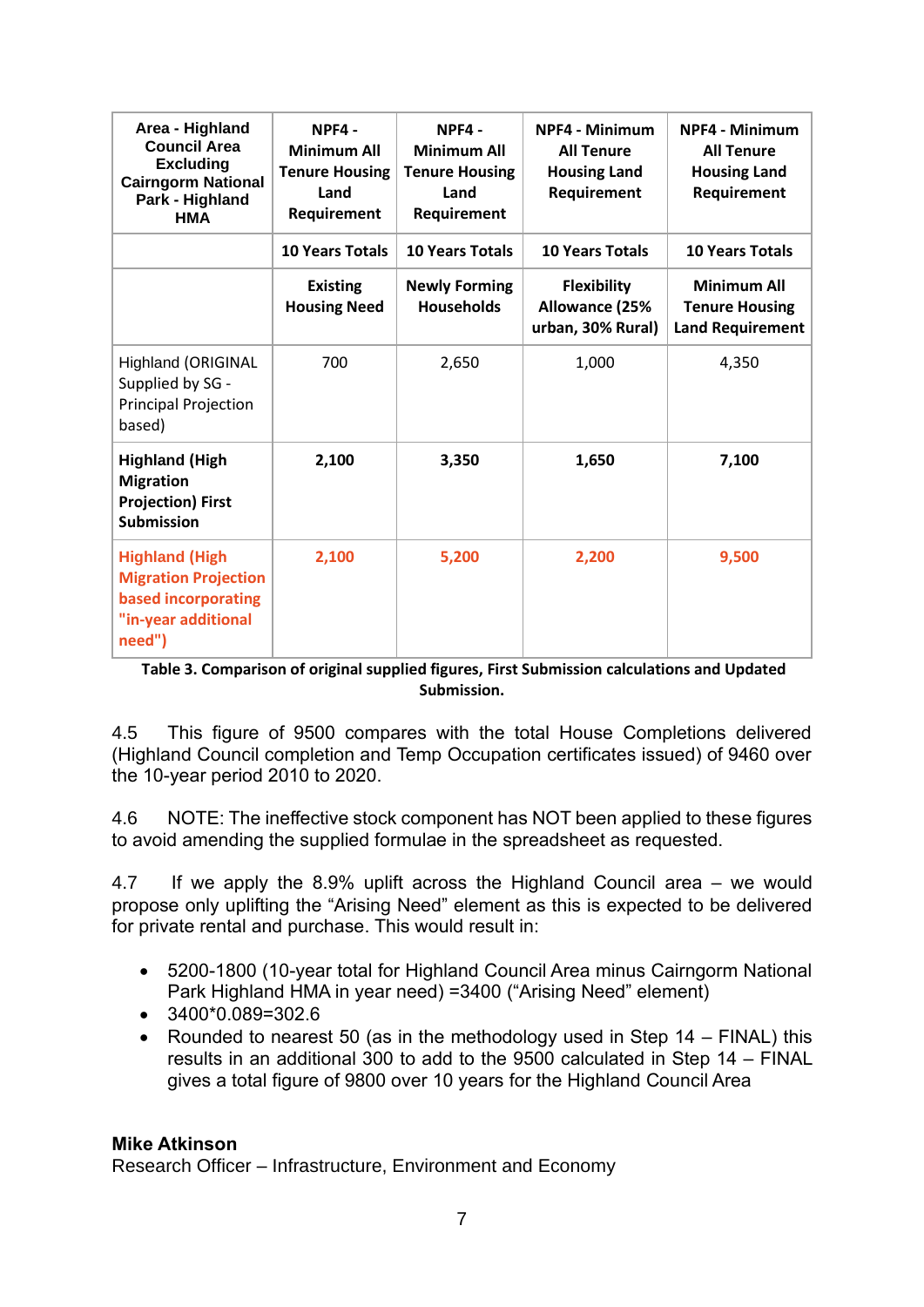| Area - Highland Council Area Excluding Cairngorm National Park - Highland HMA | NPF4 - Minimum All Tenure Housing Land Requirement | NPF4 - Minimum All Tenure Housing Land Requirement | NPF4 - Minimum All Tenure Housing Land Requirement | NPF4 - Minimum All Tenure Housing Land Requirement |
|---|---|---|---|---|
| | 10 Years Totals | 10 Years Totals | 10 Years Totals | 10 Years Totals |
| | Existing Housing Need | Newly Forming Households | Flexibility Allowance (25% urban, 30% Rural) | Minimum All Tenure Housing Land Requirement |
| Highland (ORIGINAL Supplied by SG - Principal Projection based) | 700 | 2,650 | 1,000 | 4,350 |
| **Highland (High Migration Projection) First Submission** | **2,100** | **3,350** | **1,650** | **7,100** |
| **Highland (High Migration Projection based incorporating "in-year additional need")** | **2,100** | **5,200** | **2,200** | **9,500** |

**Table 3. Comparison of original supplied figures, First Submission calculations and Updated Submission.**

4.5 This figure of 9500 compares with the total House Completions delivered (Highland Council completion and Temp Occupation certificates issued) of 9460 over the 10-year period 2010 to 2020.

4.6 NOTE: The ineffective stock component has NOT been applied to these figures to avoid amending the supplied formulae in the spreadsheet as requested.

4.7 If we apply the 8.9% uplift across the Highland Council area – we would propose only uplifting the "Arising Need" element as this is expected to be delivered for private rental and purchase. This would result in:

- 5200-1800 (10-year total for Highland Council Area minus Cairngorm National Park Highland HMA in year need) =3400 ("Arising Need" element)
- 3400*0.089=302.6
- Rounded to nearest 50 (as in the methodology used in Step 14 – FINAL) this results in an additional 300 to add to the 9500 calculated in Step 14 – FINAL gives a total figure of 9800 over 10 years for the Highland Council Area

**Mike Atkinson**
Research Officer – Infrastructure, Environment and Economy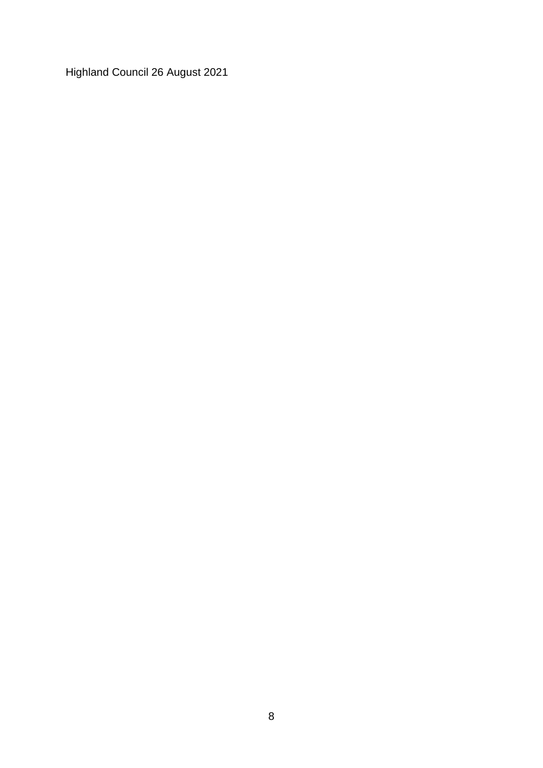Highland Council 26 August 2021